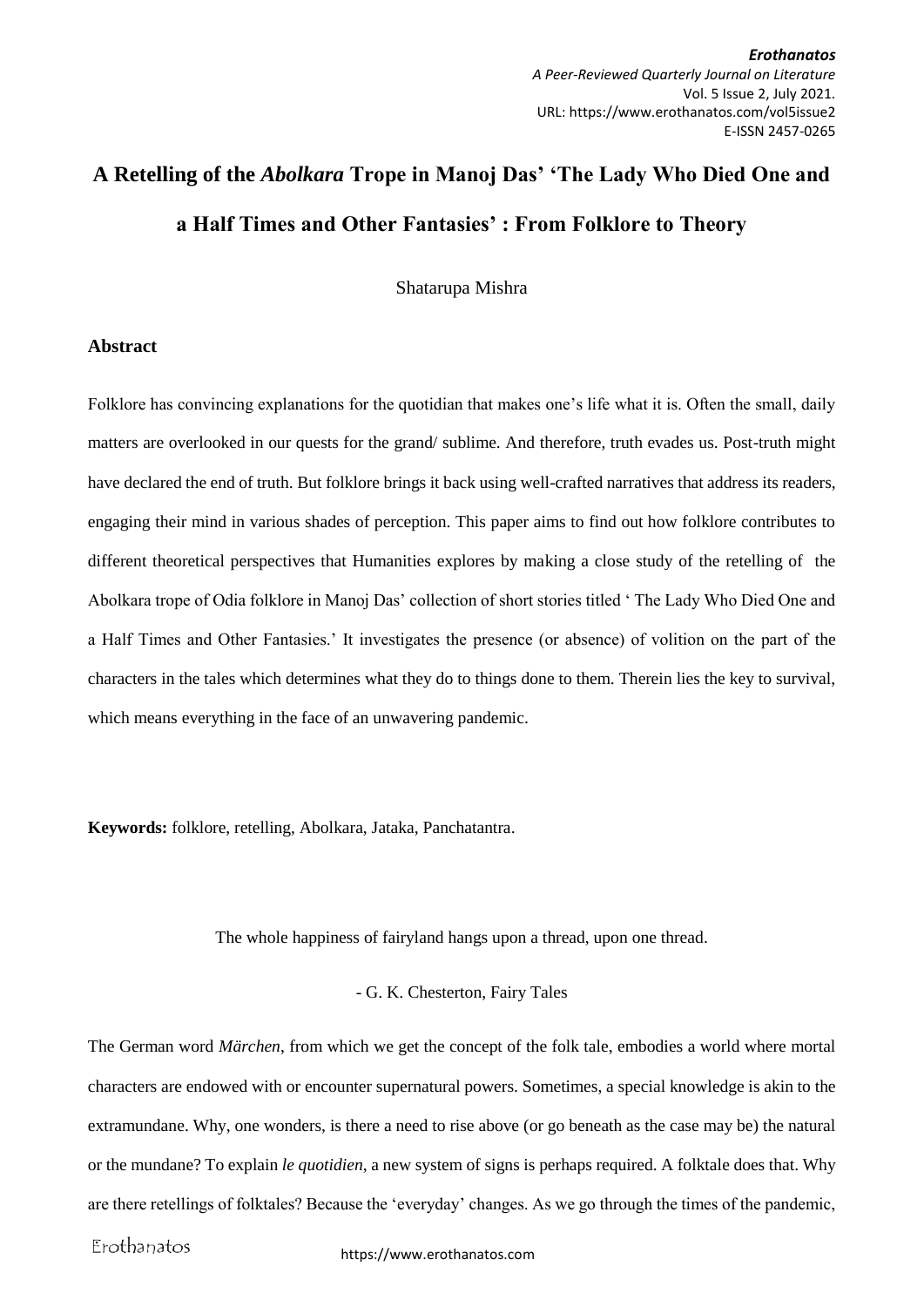# A Retelling of the *Abolkara* Trope in Manoj Das' 'The Lady Who Died One and a Half Times and Other Fantasies' : From Folklore to Theory

Shatarupa Mishra

## Abstract

Folklore has convincing explanations for the quotidian that makes one's life what it is. Often the small, daily matters are overlooked in our quests for the grand/ sublime. And therefore, truth evades us. Post-truth might have declared the end of truth. But folklore brings it back using well-crafted narratives that address its readers, engaging their mind in various shades of perception. This paper aims to find out how folklore contributes to different theoretical perspectives that Humanities explores by making a close study of the retelling of the Abolkara trope of Odia folklore in Manoj Das' collection of short stories titled ' The Lady Who Died One and a Half Times and Other Fantasies.' It investigates the presence (or absence) of volition on the part of the characters in the tales which determines what they do to things done to them. Therein lies the key to survival, which means everything in the face of an unwavering pandemic.

**Keywords:** folklore, retelling, Abolkara, Jataka, Panchatantra.

The whole happiness of fairyland hangs upon a thread, upon one thread.

- G. K. Chesterton, Fairy Tales

The German word *Märchen*, from which we get the concept of the folk tale, embodies a world where mortal characters are endowed with or encounter supernatural powers. Sometimes, a special knowledge is akin to the extramundane. Why, one wonders, is there a need to rise above (or go beneath as the case may be) the natural or the mundane? To explain *le quotidien*, a new system of signs is perhaps required. A folktale does that. Why are there retellings of folktales? Because the 'everyday' changes. As we go through the times of the pandemic,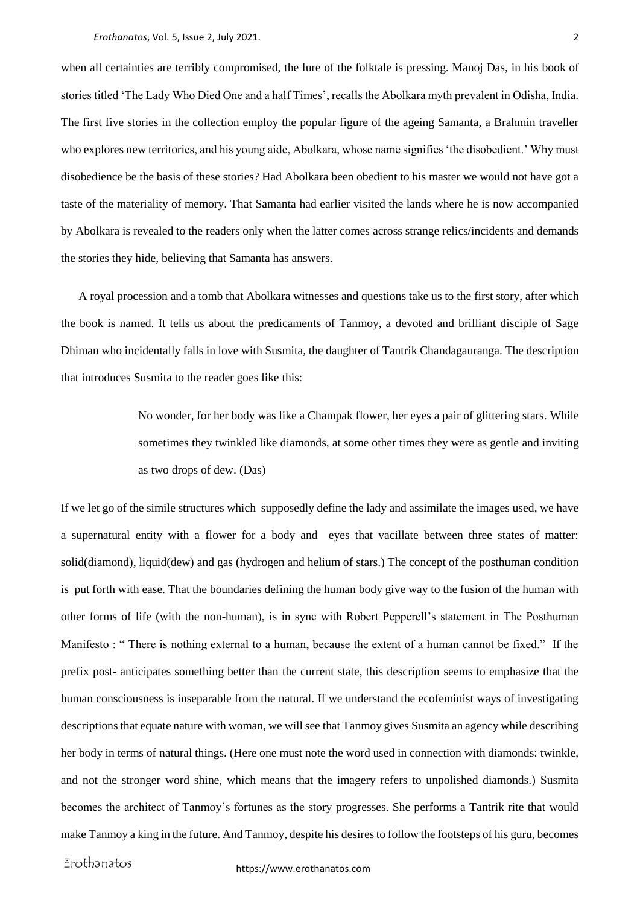when all certainties are terribly compromised, the lure of the folktale is pressing. Manoj Das, in his book of stories titled 'The Lady Who Died One and a half Times', recalls the Abolkara myth prevalent in Odisha, India. The first five stories in the collection employ the popular figure of the ageing Samanta, a Brahmin traveller who explores new territories, and his young aide, Abolkara, whose name signifies 'the disobedient.' Why must disobedience be the basis of these stories? Had Abolkara been obedient to his master we would not have got a taste of the materiality of memory. That Samanta had earlier visited the lands where he is now accompanied by Abolkara is revealed to the readers only when the latter comes across strange relics/incidents and demands the stories they hide, believing that Samanta has answers.

A royal procession and a tomb that Abolkara witnesses and questions take us to the first story, after which the book is named. It tells us about the predicaments of Tanmoy, a devoted and brilliant disciple of Sage Dhiman who incidentally falls in love with Susmita, the daughter of Tantrik Chandagauranga. The description that introduces Susmita to the reader goes like this:

> No wonder, for her body was like a Champak flower, her eyes a pair of glittering stars. While sometimes they twinkled like diamonds, at some other times they were as gentle and inviting as two drops of dew. (Das)

If we let go of the simile structures which supposedly define the lady and assimilate the images used, we have a supernatural entity with a flower for a body and eyes that vacillate between three states of matter: solid(diamond), liquid(dew) and gas (hydrogen and helium of stars.) The concept of the posthuman condition is put forth with ease. That the boundaries defining the human body give way to the fusion of the human with other forms of life (with the non-human), is in sync with Robert Pepperell's statement in The Posthuman Manifesto : " There is nothing external to a human, because the extent of a human cannot be fixed." If the prefix post- anticipates something better than the current state, this description seems to emphasize that the human consciousness is inseparable from the natural. If we understand the ecofeminist ways of investigating descriptions that equate nature with woman, we will see that Tanmoy gives Susmita an agency while describing her body in terms of natural things. (Here one must note the word used in connection with diamonds: twinkle, and not the stronger word shine, which means that the imagery refers to unpolished diamonds.) Susmita becomes the architect of Tanmoy's fortunes as the story progresses. She performs a Tantrik rite that would make Tanmoy a king in the future. And Tanmoy, despite his desires to follow the footsteps of his guru, becomes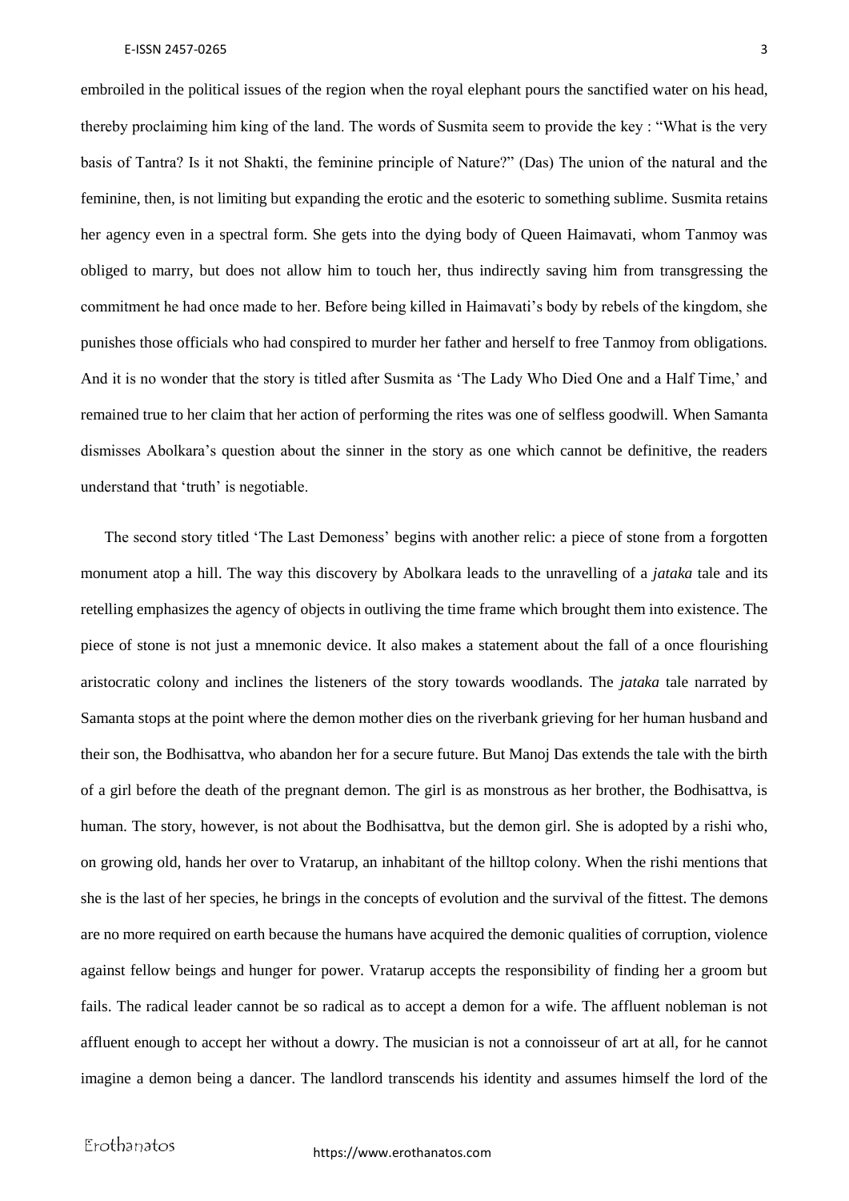embroiled in the political issues of the region when the royal elephant pours the sanctified water on his head, thereby proclaiming him king of the land. The words of Susmita seem to provide the key : "What is the very basis of Tantra? Is it not Shakti, the feminine principle of Nature?" (Das) The union of the natural and the feminine, then, is not limiting but expanding the erotic and the esoteric to something sublime. Susmita retains her agency even in a spectral form. She gets into the dying body of Queen Haimavati, whom Tanmoy was obliged to marry, but does not allow him to touch her, thus indirectly saving him from transgressing the commitment he had once made to her. Before being killed in Haimavati's body by rebels of the kingdom, she punishes those officials who had conspired to murder her father and herself to free Tanmoy from obligations. And it is no wonder that the story is titled after Susmita as 'The Lady Who Died One and a Half Time,' and remained true to her claim that her action of performing the rites was one of selfless goodwill. When Samanta dismisses Abolkara's question about the sinner in the story as one which cannot be definitive, the readers understand that 'truth' is negotiable.

The second story titled 'The Last Demoness' begins with another relic: a piece of stone from a forgotten monument atop a hill. The way this discovery by Abolkara leads to the unravelling of a *jataka* tale and its retelling emphasizes the agency of objects in outliving the time frame which brought them into existence. The piece of stone is not just a mnemonic device. It also makes a statement about the fall of a once flourishing aristocratic colony and inclines the listeners of the story towards woodlands. The *jataka* tale narrated by Samanta stops at the point where the demon mother dies on the riverbank grieving for her human husband and their son, the Bodhisattva, who abandon her for a secure future. But Manoj Das extends the tale with the birth of a girl before the death of the pregnant demon. The girl is as monstrous as her brother, the Bodhisattva, is human. The story, however, is not about the Bodhisattva, but the demon girl. She is adopted by a rishi who, on growing old, hands her over to Vratarup, an inhabitant of the hilltop colony. When the rishi mentions that she is the last of her species, he brings in the concepts of evolution and the survival of the fittest. The demons are no more required on earth because the humans have acquired the demonic qualities of corruption, violence against fellow beings and hunger for power. Vratarup accepts the responsibility of finding her a groom but fails. The radical leader cannot be so radical as to accept a demon for a wife. The affluent nobleman is not affluent enough to accept her without a dowry. The musician is not a connoisseur of art at all, for he cannot imagine a demon being a dancer. The landlord transcends his identity and assumes himself the lord of the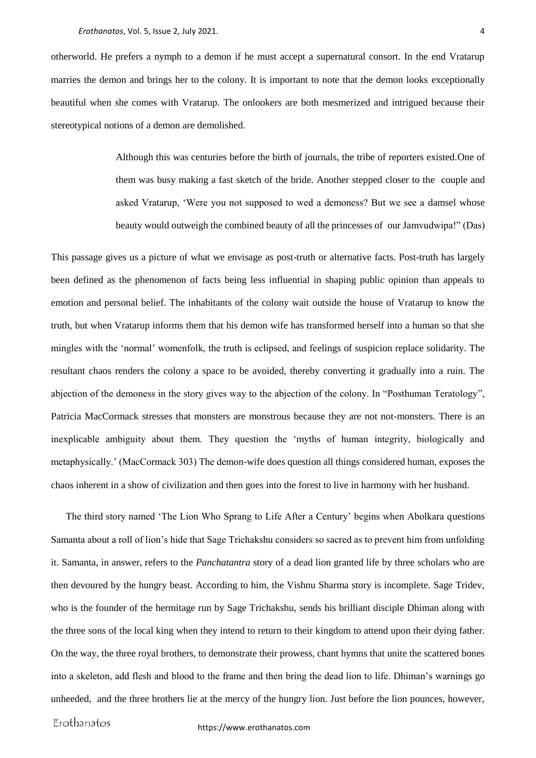otherworld. He prefers a nymph to a demon if he must accept a supernatural consort. In the end Vratarup marries the demon and brings her to the colony. It is important to note that the demon looks exceptionally beautiful when she comes with Vratarup. The onlookers are both mesmerized and intrigued because their stereotypical notions of a demon are demolished.

> Although this was centuries before the birth of journals, the tribe of reporters existed.One of them was busy making a fast sketch of the bride. Another stepped closer to the couple and asked Vratarup, 'Were you not supposed to wed a demoness? But we see a damsel whose beauty would outweigh the combined beauty of all the princesses of our Jamvudwipa!" (Das)

This passage gives us a picture of what we envisage as post-truth or alternative facts. Post-truth has largely been defined as the phenomenon of facts being less influential in shaping public opinion than appeals to emotion and personal belief. The inhabitants of the colony wait outside the house of Vratarup to know the truth, but when Vratarup informs them that his demon wife has transformed herself into a human so that she mingles with the 'normal' womenfolk, the truth is eclipsed, and feelings of suspicion replace solidarity. The resultant chaos renders the colony a space to be avoided, thereby converting it gradually into a ruin. The abjection of the demoness in the story gives way to the abjection of the colony. In "Posthuman Teratology", Patricia MacCormack stresses that monsters are monstrous because they are not not-monsters. There is an inexplicable ambiguity about them. They question the 'myths of human integrity, biologically and metaphysically.' (MacCormack 303) The demon-wife does question all things considered human, exposes the chaos inherent in a show of civilization and then goes into the forest to live in harmony with her husband.

The third story named 'The Lion Who Sprang to Life After a Century' begins when Abolkara questions Samanta about a roll of lion's hide that Sage Trichakshu considers so sacred as to prevent him from unfolding it. Samanta, in answer, refers to the *Panchatantra* story of a dead lion granted life by three scholars who are then devoured by the hungry beast. According to him, the Vishnu Sharma story is incomplete. Sage Tridev, who is the founder of the hermitage run by Sage Trichakshu, sends his brilliant disciple Dhiman along with the three sons of the local king when they intend to return to their kingdom to attend upon their dying father. On the way, the three royal brothers, to demonstrate their prowess, chant hymns that unite the scattered bones into a skeleton, add flesh and blood to the frame and then bring the dead lion to life. Dhiman's warnings go unheeded, and the three brothers lie at the mercy of the hungry lion. Just before the lion pounces, however,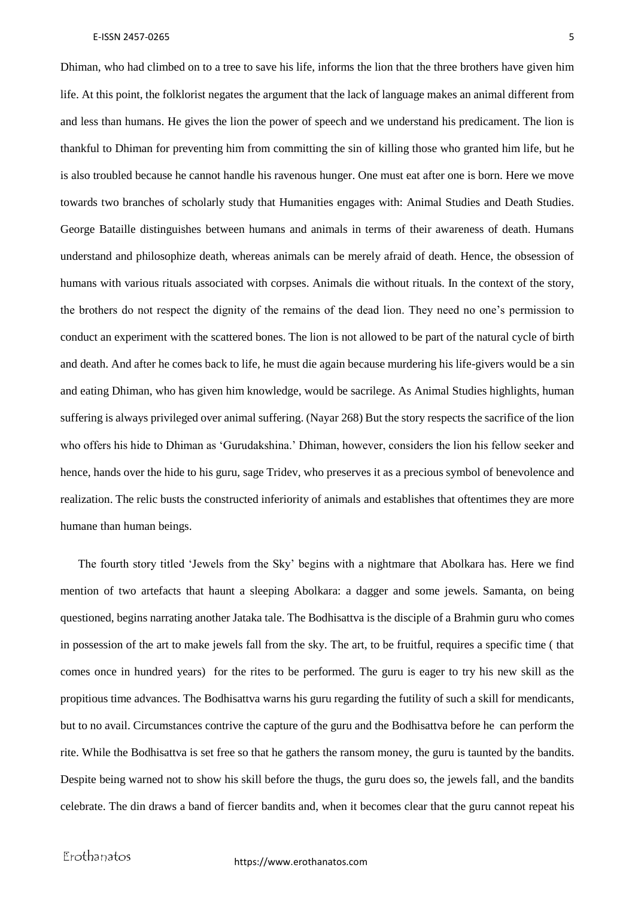Dhiman, who had climbed on to a tree to save his life, informs the lion that the three brothers have given him life. At this point, the folklorist negates the argument that the lack of language makes an animal different from and less than humans. He gives the lion the power of speech and we understand his predicament. The lion is thankful to Dhiman for preventing him from committing the sin of killing those who granted him life, but he is also troubled because he cannot handle his ravenous hunger. One must eat after one is born. Here we move towards two branches of scholarly study that Humanities engages with: Animal Studies and Death Studies. George Bataille distinguishes between humans and animals in terms of their awareness of death. Humans understand and philosophize death, whereas animals can be merely afraid of death. Hence, the obsession of humans with various rituals associated with corpses. Animals die without rituals. In the context of the story, the brothers do not respect the dignity of the remains of the dead lion. They need no one's permission to conduct an experiment with the scattered bones. The lion is not allowed to be part of the natural cycle of birth and death. And after he comes back to life, he must die again because murdering his life-givers would be a sin and eating Dhiman, who has given him knowledge, would be sacrilege. As Animal Studies highlights, human suffering is always privileged over animal suffering. (Nayar 268) But the story respects the sacrifice of the lion who offers his hide to Dhiman as 'Gurudakshina.' Dhiman, however, considers the lion his fellow seeker and hence, hands over the hide to his guru, sage Tridev, who preserves it as a precious symbol of benevolence and realization. The relic busts the constructed inferiority of animals and establishes that oftentimes they are more humane than human beings.

The fourth story titled 'Jewels from the Sky' begins with a nightmare that Abolkara has. Here we find mention of two artefacts that haunt a sleeping Abolkara: a dagger and some jewels. Samanta, on being questioned, begins narrating another Jataka tale. The Bodhisattva is the disciple of a Brahmin guru who comes in possession of the art to make jewels fall from the sky. The art, to be fruitful, requires a specific time ( that comes once in hundred years) for the rites to be performed. The guru is eager to try his new skill as the propitious time advances. The Bodhisattva warns his guru regarding the futility of such a skill for mendicants, but to no avail. Circumstances contrive the capture of the guru and the Bodhisattva before he can perform the rite. While the Bodhisattva is set free so that he gathers the ransom money, the guru is taunted by the bandits. Despite being warned not to show his skill before the thugs, the guru does so, the jewels fall, and the bandits celebrate. The din draws a band of fiercer bandits and, when it becomes clear that the guru cannot repeat his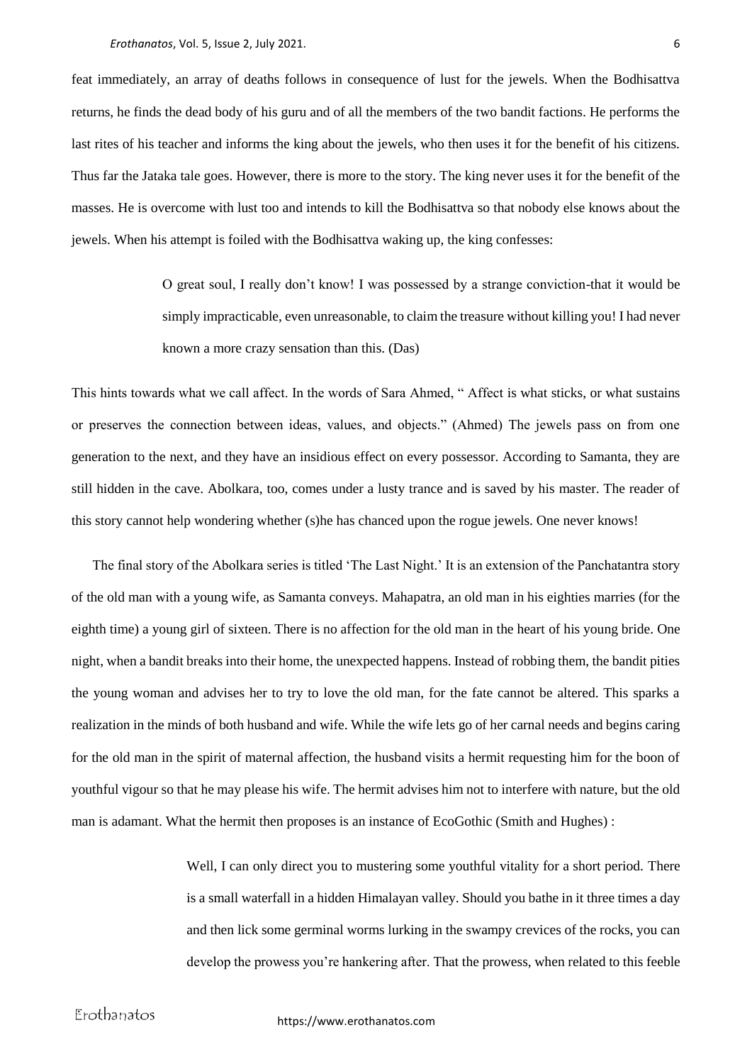feat immediately, an array of deaths follows in consequence of lust for the jewels. When the Bodhisattva returns, he finds the dead body of his guru and of all the members of the two bandit factions. He performs the last rites of his teacher and informs the king about the jewels, who then uses it for the benefit of his citizens. Thus far the Jataka tale goes. However, there is more to the story. The king never uses it for the benefit of the masses. He is overcome with lust too and intends to kill the Bodhisattva so that nobody else knows about the jewels. When his attempt is foiled with the Bodhisattva waking up, the king confesses:

> O great soul, I really don't know! I was possessed by a strange conviction-that it would be simply impracticable, even unreasonable, to claim the treasure without killing you! I had never known a more crazy sensation than this. (Das)

This hints towards what we call affect. In the words of Sara Ahmed, " Affect is what sticks, or what sustains or preserves the connection between ideas, values, and objects." (Ahmed) The jewels pass on from one generation to the next, and they have an insidious effect on every possessor. According to Samanta, they are still hidden in the cave. Abolkara, too, comes under a lusty trance and is saved by his master. The reader of this story cannot help wondering whether (s)he has chanced upon the rogue jewels. One never knows!

The final story of the Abolkara series is titled 'The Last Night.' It is an extension of the Panchatantra story of the old man with a young wife, as Samanta conveys. Mahapatra, an old man in his eighties marries (for the eighth time) a young girl of sixteen. There is no affection for the old man in the heart of his young bride. One night, when a bandit breaks into their home, the unexpected happens. Instead of robbing them, the bandit pities the young woman and advises her to try to love the old man, for the fate cannot be altered. This sparks a realization in the minds of both husband and wife. While the wife lets go of her carnal needs and begins caring for the old man in the spirit of maternal affection, the husband visits a hermit requesting him for the boon of youthful vigour so that he may please his wife. The hermit advises him not to interfere with nature, but the old man is adamant. What the hermit then proposes is an instance of EcoGothic (Smith and Hughes) :

> Well, I can only direct you to mustering some youthful vitality for a short period. There is a small waterfall in a hidden Himalayan valley. Should you bathe in it three times a day and then lick some germinal worms lurking in the swampy crevices of the rocks, you can develop the prowess you're hankering after. That the prowess, when related to this feeble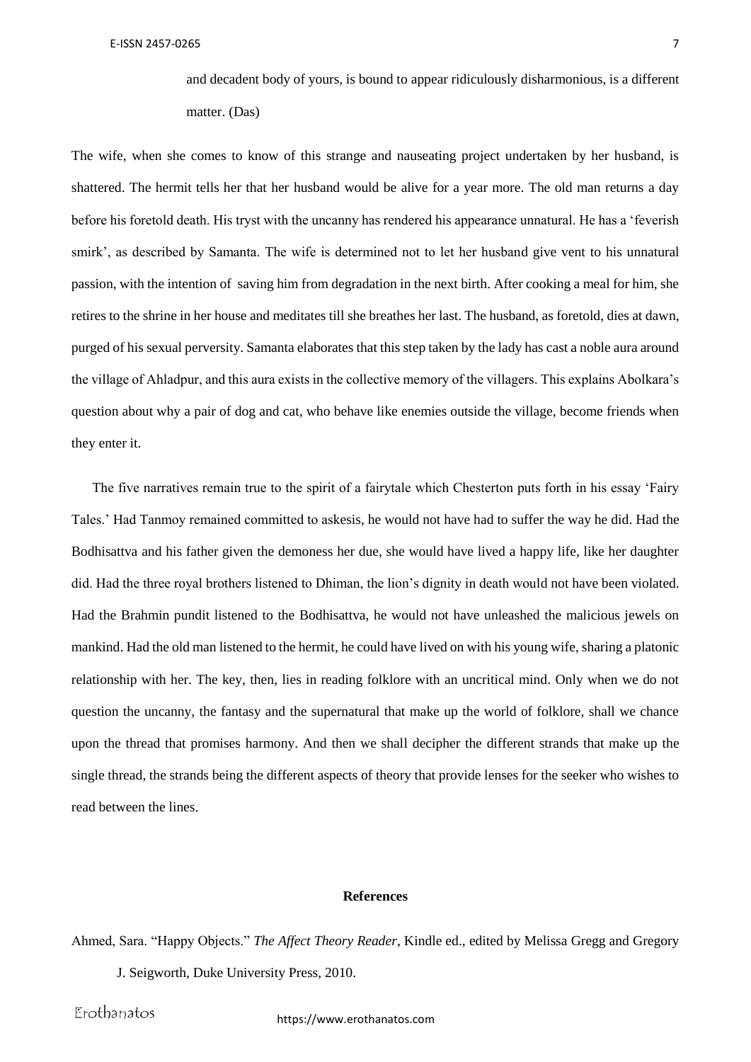> and decadent body of yours, is bound to appear ridiculously disharmonious, is a different matter. (Das)

The wife, when she comes to know of this strange and nauseating project undertaken by her husband, is shattered. The hermit tells her that her husband would be alive for a year more. The old man returns a day before his foretold death. His tryst with the uncanny has rendered his appearance unnatural. He has a 'feverish smirk', as described by Samanta. The wife is determined not to let her husband give vent to his unnatural passion, with the intention of saving him from degradation in the next birth. After cooking a meal for him, she retires to the shrine in her house and meditates till she breathes her last. The husband, as foretold, dies at dawn, purged of his sexual perversity. Samanta elaborates that this step taken by the lady has cast a noble aura around the village of Ahladpur, and this aura exists in the collective memory of the villagers. This explains Abolkara's question about why a pair of dog and cat, who behave like enemies outside the village, become friends when they enter it.

The five narratives remain true to the spirit of a fairytale which Chesterton puts forth in his essay 'Fairy Tales.' Had Tanmoy remained committed to askesis, he would not have had to suffer the way he did. Had the Bodhisattva and his father given the demoness her due, she would have lived a happy life, like her daughter did. Had the three royal brothers listened to Dhiman, the lion's dignity in death would not have been violated. Had the Brahmin pundit listened to the Bodhisattva, he would not have unleashed the malicious jewels on mankind. Had the old man listened to the hermit, he could have lived on with his young wife, sharing a platonic relationship with her. The key, then, lies in reading folklore with an uncritical mind. Only when we do not question the uncanny, the fantasy and the supernatural that make up the world of folklore, shall we chance upon the thread that promises harmony. And then we shall decipher the different strands that make up the single thread, the strands being the different aspects of theory that provide lenses for the seeker who wishes to read between the lines.

## References

Ahmed, Sara. "Happy Objects." *The Affect Theory Reader*, Kindle ed., edited by Melissa Gregg and Gregory J. Seigworth, Duke University Press, 2010.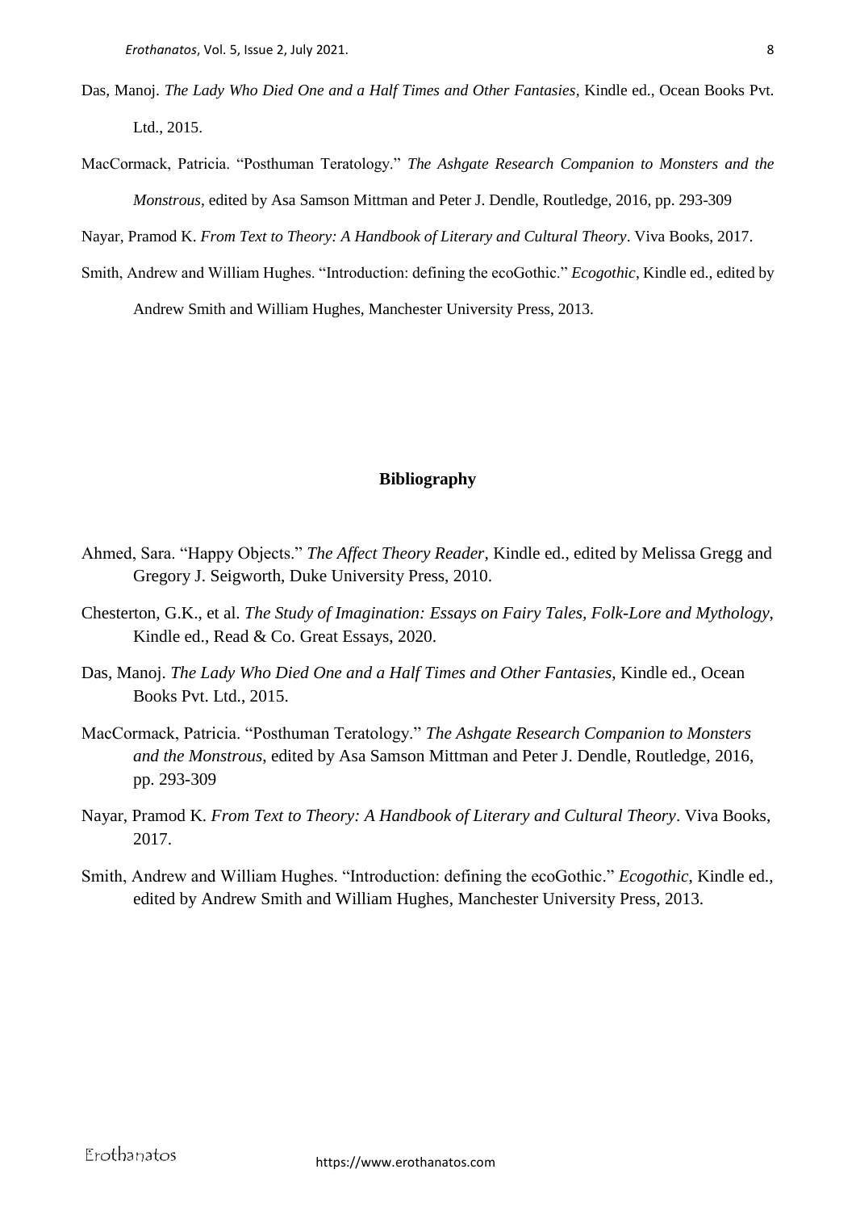Das, Manoj. *The Lady Who Died One and a Half Times and Other Fantasies*, Kindle ed., Ocean Books Pvt. Ltd., 2015.

MacCormack, Patricia. "Posthuman Teratology." *The Ashgate Research Companion to Monsters and the Monstrous*, edited by Asa Samson Mittman and Peter J. Dendle, Routledge, 2016, pp. 293-309

Nayar, Pramod K. *From Text to Theory: A Handbook of Literary and Cultural Theory*. Viva Books, 2017.

Smith, Andrew and William Hughes. "Introduction: defining the ecoGothic." *Ecogothic*, Kindle ed., edited by Andrew Smith and William Hughes, Manchester University Press, 2013.

## Bibliography

Ahmed, Sara. "Happy Objects." *The Affect Theory Reader*, Kindle ed., edited by Melissa Gregg and Gregory J. Seigworth, Duke University Press, 2010.

Chesterton, G.K., et al. *The Study of Imagination: Essays on Fairy Tales, Folk-Lore and Mythology*, Kindle ed., Read & Co. Great Essays, 2020.

Das, Manoj. *The Lady Who Died One and a Half Times and Other Fantasies*, Kindle ed., Ocean Books Pvt. Ltd., 2015.

MacCormack, Patricia. "Posthuman Teratology." *The Ashgate Research Companion to Monsters and the Monstrous*, edited by Asa Samson Mittman and Peter J. Dendle, Routledge, 2016, pp. 293-309

Nayar, Pramod K. *From Text to Theory: A Handbook of Literary and Cultural Theory*. Viva Books, 2017.

Smith, Andrew and William Hughes. "Introduction: defining the ecoGothic." *Ecogothic*, Kindle ed., edited by Andrew Smith and William Hughes, Manchester University Press, 2013.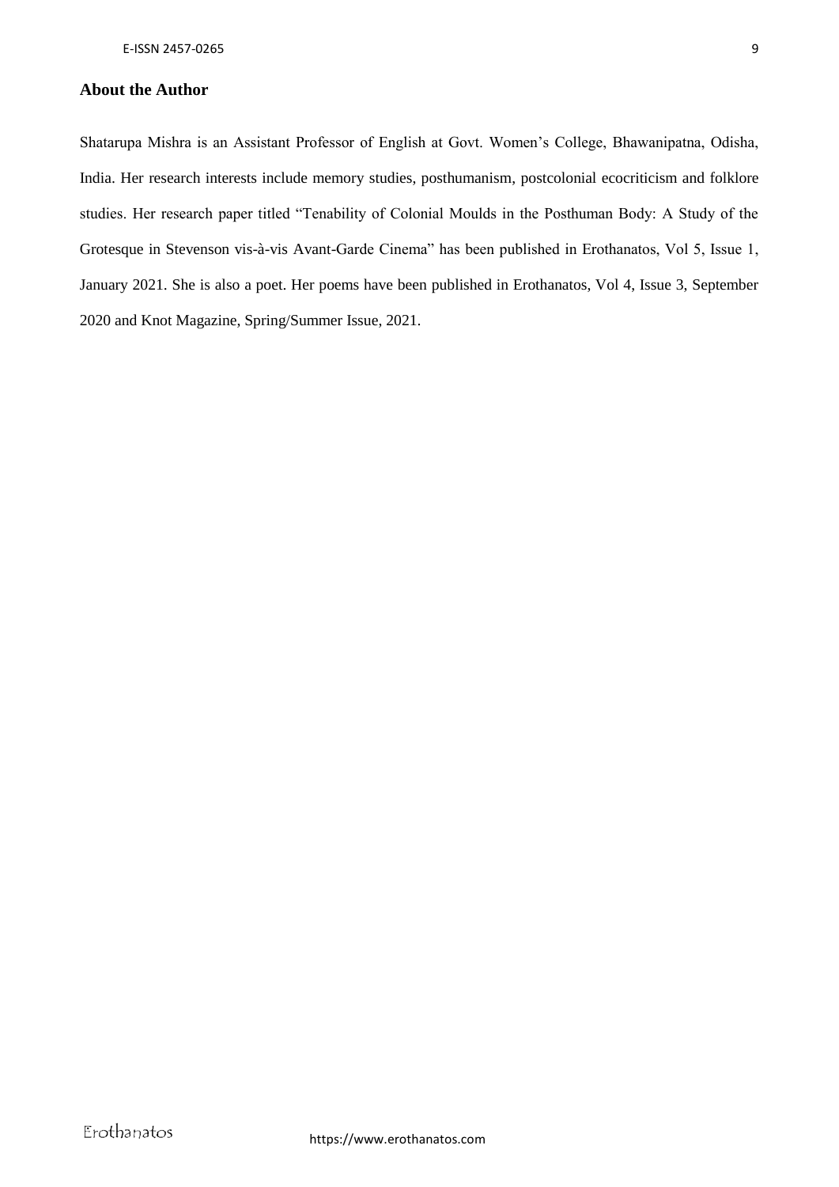## About the Author

Shatarupa Mishra is an Assistant Professor of English at Govt. Women's College, Bhawanipatna, Odisha, India. Her research interests include memory studies, posthumanism, postcolonial ecocriticism and folklore studies. Her research paper titled "Tenability of Colonial Moulds in the Posthuman Body: A Study of the Grotesque in Stevenson vis-à-vis Avant-Garde Cinema" has been published in Erothanatos, Vol 5, Issue 1, January 2021. She is also a poet. Her poems have been published in Erothanatos, Vol 4, Issue 3, September 2020 and Knot Magazine, Spring/Summer Issue, 2021.